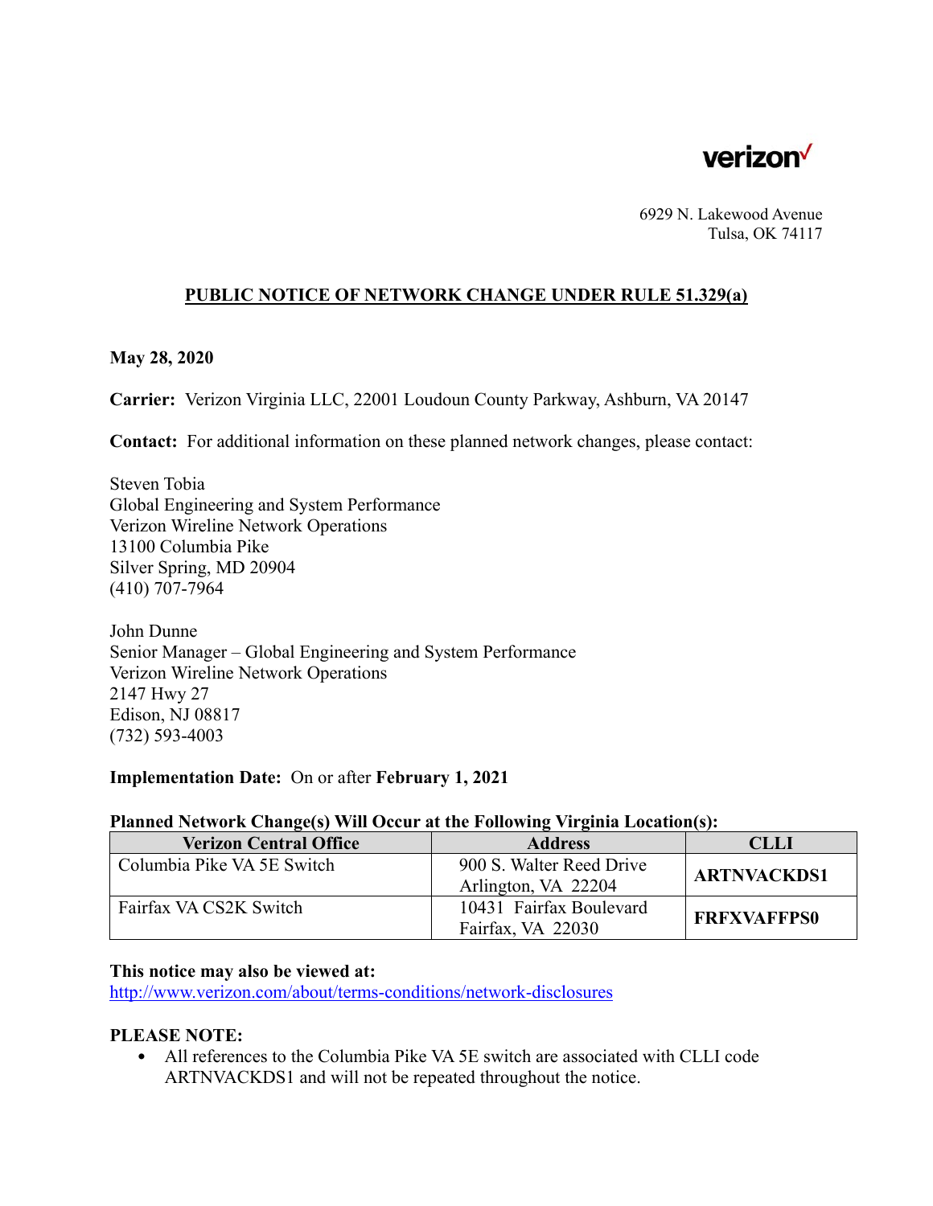verizon

6929 N. Lakewood Avenue
Tulsa, OK 74117

## PUBLIC NOTICE OF NETWORK CHANGE UNDER RULE 51.329(a)

**May 28, 2020**

**Carrier:** Verizon Virginia LLC, 22001 Loudoun County Parkway, Ashburn, VA 20147

**Contact:** For additional information on these planned network changes, please contact:

Steven Tobia
Global Engineering and System Performance
Verizon Wireline Network Operations
13100 Columbia Pike
Silver Spring, MD 20904
(410) 707-7964

John Dunne
Senior Manager – Global Engineering and System Performance
Verizon Wireline Network Operations
2147 Hwy 27
Edison, NJ 08817
(732) 593-4003

**Implementation Date:** On or after **February 1, 2021**

**Planned Network Change(s) Will Occur at the Following Virginia Location(s):**

| Verizon Central Office | Address | CLLI |
|---|---|---|
| Columbia Pike VA 5E Switch | 900 S. Walter Reed Drive Arlington, VA 22204 | **ARTNVACKDS1** |
| Fairfax VA CS2K Switch | 10431 Fairfax Boulevard Fairfax, VA 22030 | **FRFXVAFFPS0** |

**This notice may also be viewed at:**
http://www.verizon.com/about/terms-conditions/network-disclosures

**PLEASE NOTE:**

- All references to the Columbia Pike VA 5E switch are associated with CLLI code ARTNVACKDS1 and will not be repeated throughout the notice.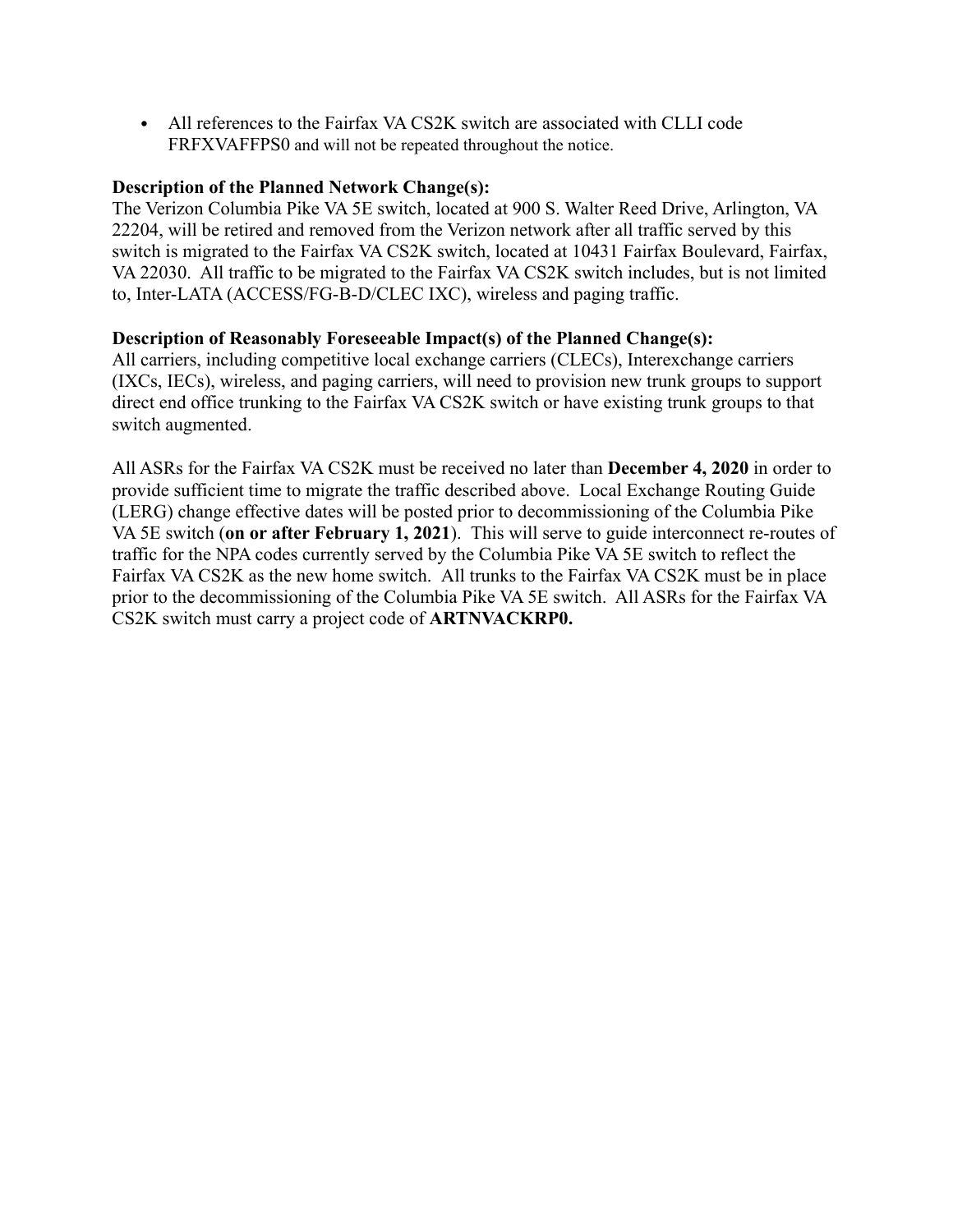- All references to the Fairfax VA CS2K switch are associated with CLLI code FRFXVAFFPS0 and will not be repeated throughout the notice.

**Description of the Planned Network Change(s):**
The Verizon Columbia Pike VA 5E switch, located at 900 S. Walter Reed Drive, Arlington, VA 22204, will be retired and removed from the Verizon network after all traffic served by this switch is migrated to the Fairfax VA CS2K switch, located at 10431 Fairfax Boulevard, Fairfax, VA 22030. All traffic to be migrated to the Fairfax VA CS2K switch includes, but is not limited to, Inter-LATA (ACCESS/FG-B-D/CLEC IXC), wireless and paging traffic.

**Description of Reasonably Foreseeable Impact(s) of the Planned Change(s):**
All carriers, including competitive local exchange carriers (CLECs), Interexchange carriers (IXCs, IECs), wireless, and paging carriers, will need to provision new trunk groups to support direct end office trunking to the Fairfax VA CS2K switch or have existing trunk groups to that switch augmented.

All ASRs for the Fairfax VA CS2K must be received no later than **December 4, 2020** in order to provide sufficient time to migrate the traffic described above. Local Exchange Routing Guide (LERG) change effective dates will be posted prior to decommissioning of the Columbia Pike VA 5E switch (**on or after February 1, 2021**). This will serve to guide interconnect re-routes of traffic for the NPA codes currently served by the Columbia Pike VA 5E switch to reflect the Fairfax VA CS2K as the new home switch. All trunks to the Fairfax VA CS2K must be in place prior to the decommissioning of the Columbia Pike VA 5E switch. All ASRs for the Fairfax VA CS2K switch must carry a project code of **ARTNVACKRP0.**